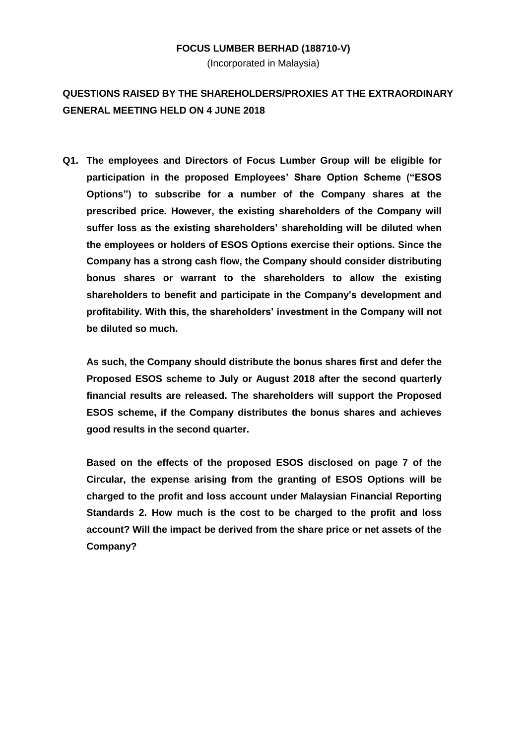**FOCUS LUMBER BERHAD (188710-V)**

(Incorporated in Malaysia)

## QUESTIONS RAISED BY THE SHAREHOLDERS/PROXIES AT THE EXTRAORDINARY GENERAL MEETING HELD ON 4 JUNE 2018

**Q1. The employees and Directors of Focus Lumber Group will be eligible for participation in the proposed Employees' Share Option Scheme ("ESOS Options") to subscribe for a number of the Company shares at the prescribed price. However, the existing shareholders of the Company will suffer loss as the existing shareholders' shareholding will be diluted when the employees or holders of ESOS Options exercise their options. Since the Company has a strong cash flow, the Company should consider distributing bonus shares or warrant to the shareholders to allow the existing shareholders to benefit and participate in the Company's development and profitability. With this, the shareholders' investment in the Company will not be diluted so much.**

**As such, the Company should distribute the bonus shares first and defer the Proposed ESOS scheme to July or August 2018 after the second quarterly financial results are released. The shareholders will support the Proposed ESOS scheme, if the Company distributes the bonus shares and achieves good results in the second quarter.**

**Based on the effects of the proposed ESOS disclosed on page 7 of the Circular, the expense arising from the granting of ESOS Options will be charged to the profit and loss account under Malaysian Financial Reporting Standards 2. How much is the cost to be charged to the profit and loss account? Will the impact be derived from the share price or net assets of the Company?**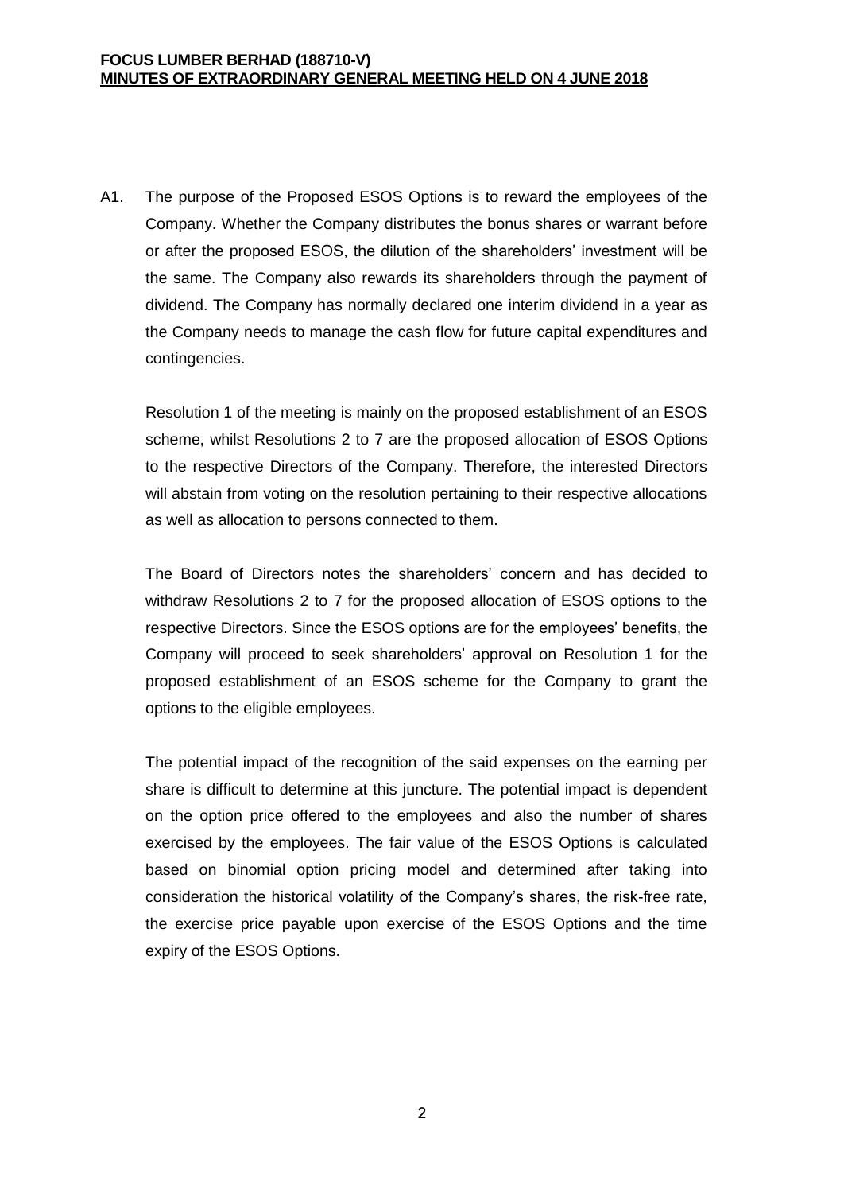A1. The purpose of the Proposed ESOS Options is to reward the employees of the Company. Whether the Company distributes the bonus shares or warrant before or after the proposed ESOS, the dilution of the shareholders' investment will be the same. The Company also rewards its shareholders through the payment of dividend. The Company has normally declared one interim dividend in a year as the Company needs to manage the cash flow for future capital expenditures and contingencies.

Resolution 1 of the meeting is mainly on the proposed establishment of an ESOS scheme, whilst Resolutions 2 to 7 are the proposed allocation of ESOS Options to the respective Directors of the Company. Therefore, the interested Directors will abstain from voting on the resolution pertaining to their respective allocations as well as allocation to persons connected to them.

The Board of Directors notes the shareholders' concern and has decided to withdraw Resolutions 2 to 7 for the proposed allocation of ESOS options to the respective Directors. Since the ESOS options are for the employees' benefits, the Company will proceed to seek shareholders' approval on Resolution 1 for the proposed establishment of an ESOS scheme for the Company to grant the options to the eligible employees.

The potential impact of the recognition of the said expenses on the earning per share is difficult to determine at this juncture. The potential impact is dependent on the option price offered to the employees and also the number of shares exercised by the employees. The fair value of the ESOS Options is calculated based on binomial option pricing model and determined after taking into consideration the historical volatility of the Company's shares, the risk-free rate, the exercise price payable upon exercise of the ESOS Options and the time expiry of the ESOS Options.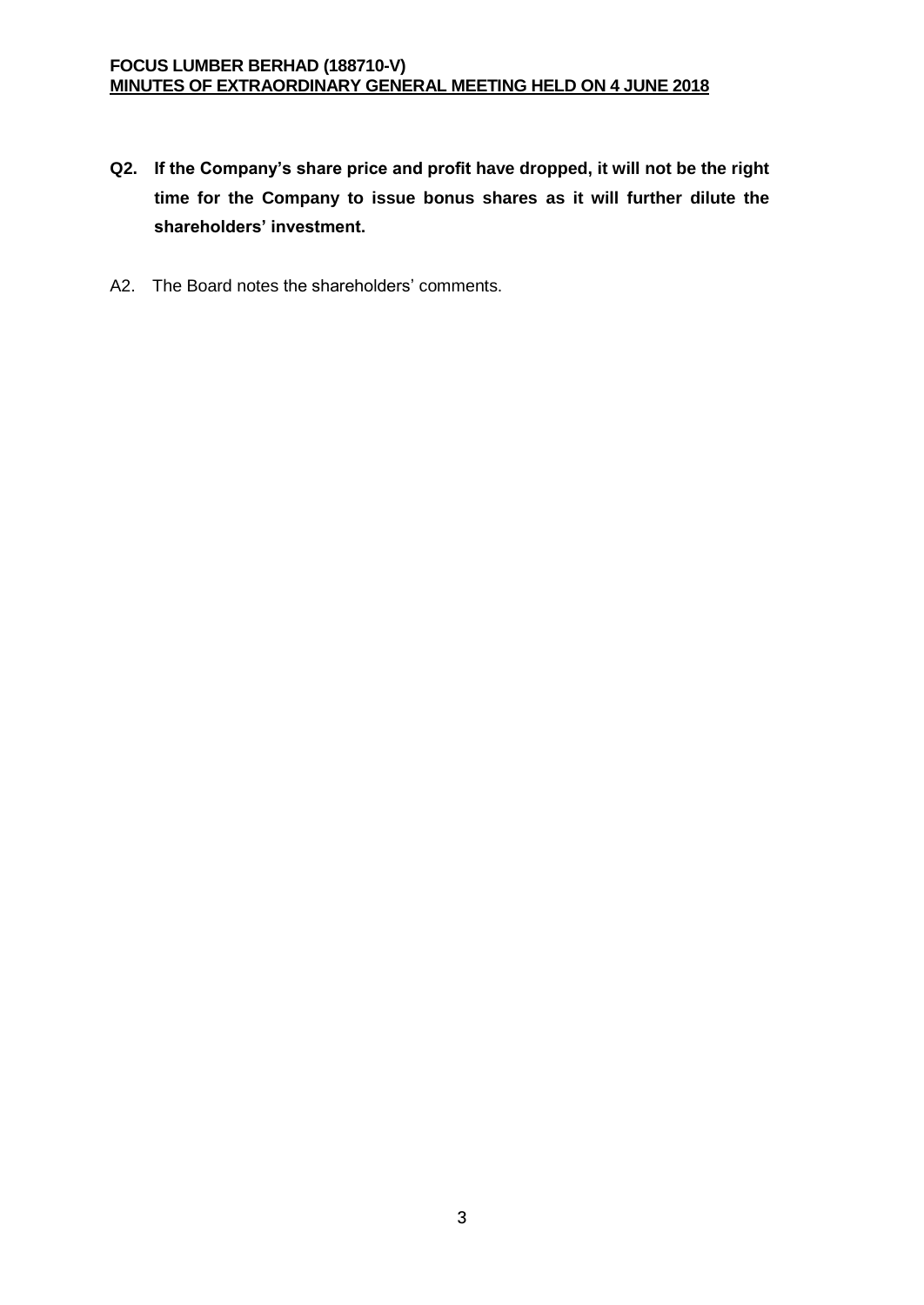**Q2. If the Company's share price and profit have dropped, it will not be the right time for the Company to issue bonus shares as it will further dilute the shareholders' investment.**

A2. The Board notes the shareholders' comments.